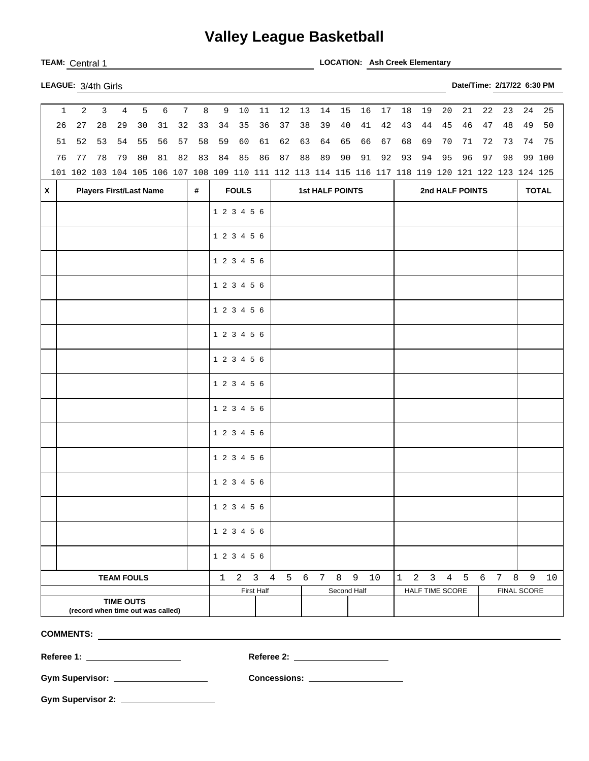# Valley League Basketball

**TEAM:** Central 1 **LOCATION:** **Ash Creek Elementary**

**LEAGUE:** 3/4th Girls **Date/Time:** **2/17/22 6:30 PM**

| | | | | | | | | | | | | | | | | | | | | | | | | |
|---|---|---|---|---|---|---|---|---|---|---|---|---|---|---|---|---|---|---|---|---|---|---|---|---|
| 1 | 2 | 3 | 4 | 5 | 6 | 7 | 8 | 9 | 10 | 11 | 12 | 13 | 14 | 15 | 16 | 17 | 18 | 19 | 20 | 21 | 22 | 23 | 24 | 25 |
| 26 | 27 | 28 | 29 | 30 | 31 | 32 | 33 | 34 | 35 | 36 | 37 | 38 | 39 | 40 | 41 | 42 | 43 | 44 | 45 | 46 | 47 | 48 | 49 | 50 |
| 51 | 52 | 53 | 54 | 55 | 56 | 57 | 58 | 59 | 60 | 61 | 62 | 63 | 64 | 65 | 66 | 67 | 68 | 69 | 70 | 71 | 72 | 73 | 74 | 75 |
| 76 | 77 | 78 | 79 | 80 | 81 | 82 | 83 | 84 | 85 | 86 | 87 | 88 | 89 | 90 | 91 | 92 | 93 | 94 | 95 | 96 | 97 | 98 | 99 | 100 |
| 101 | 102 | 103 | 104 | 105 | 106 | 107 | 108 | 109 | 110 | 111 | 112 | 113 | 114 | 115 | 116 | 117 | 118 | 119 | 120 | 121 | 122 | 123 | 124 | 125 |

| X | Players First/Last Name | # | FOULS | 1st HALF POINTS | 2nd HALF POINTS | TOTAL |
|---|---|---|---|---|---|---|
| | | | 1 2 3 4 5 6 | | | |
| | | | 1 2 3 4 5 6 | | | |
| | | | 1 2 3 4 5 6 | | | |
| | | | 1 2 3 4 5 6 | | | |
| | | | 1 2 3 4 5 6 | | | |
| | | | 1 2 3 4 5 6 | | | |
| | | | 1 2 3 4 5 6 | | | |
| | | | 1 2 3 4 5 6 | | | |
| | | | 1 2 3 4 5 6 | | | |
| | | | 1 2 3 4 5 6 | | | |
| | | | 1 2 3 4 5 6 | | | |
| | | | 1 2 3 4 5 6 | | | |
| | | | 1 2 3 4 5 6 | | | |
| | | | 1 2 3 4 5 6 | | | |
| | | | 1 2 3 4 5 6 | | | |

| TEAM FOULS | 1 2 3 4 5 6 7 8 9 10 | | 1 2 3 4 5 6 7 8 9 10 | |
|---|---|---|---|---|
| | First Half | Second Half | HALF TIME SCORE | FINAL SCORE |
| **TIME OUTS** (record when time out was called) | | | | |

**COMMENTS:** ______________________________

**Referee 1:** ____________________ **Referee 2:** ____________________

**Gym Supervisor:** ____________________ **Concessions:** ____________________

**Gym Supervisor 2:** ____________________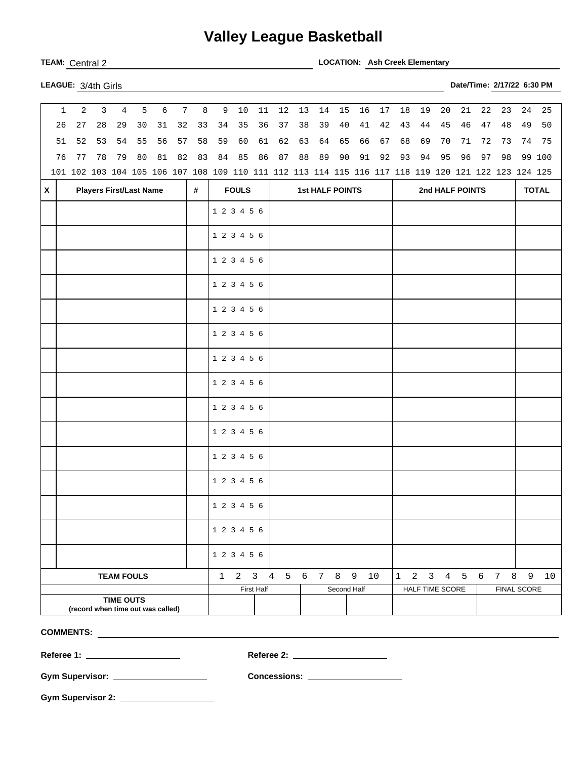# Valley League Basketball

**TEAM:** Central 2 **LOCATION:** Ash Creek Elementary

**LEAGUE:** 3/4th Girls **Date/Time:** 2/17/22 6:30 PM

| | | | | | | | | | | | | | | | | | | | | | | | | |
|---|---|---|---|---|---|---|---|---|---|---|---|---|---|---|---|---|---|---|---|---|---|---|---|---|
| 1 | 2 | 3 | 4 | 5 | 6 | 7 | 8 | 9 | 10 | 11 | 12 | 13 | 14 | 15 | 16 | 17 | 18 | 19 | 20 | 21 | 22 | 23 | 24 | 25 |
| 26 | 27 | 28 | 29 | 30 | 31 | 32 | 33 | 34 | 35 | 36 | 37 | 38 | 39 | 40 | 41 | 42 | 43 | 44 | 45 | 46 | 47 | 48 | 49 | 50 |
| 51 | 52 | 53 | 54 | 55 | 56 | 57 | 58 | 59 | 60 | 61 | 62 | 63 | 64 | 65 | 66 | 67 | 68 | 69 | 70 | 71 | 72 | 73 | 74 | 75 |
| 76 | 77 | 78 | 79 | 80 | 81 | 82 | 83 | 84 | 85 | 86 | 87 | 88 | 89 | 90 | 91 | 92 | 93 | 94 | 95 | 96 | 97 | 98 | 99 | 100 |
| 101 | 102 | 103 | 104 | 105 | 106 | 107 | 108 | 109 | 110 | 111 | 112 | 113 | 114 | 115 | 116 | 117 | 118 | 119 | 120 | 121 | 122 | 123 | 124 | 125 |

| X | Players First/Last Name | # | FOULS | 1st HALF POINTS | 2nd HALF POINTS | TOTAL |
|---|---|---|---|---|---|---|
| | | | 1 2 3 4 5 6 | | | |
| | | | 1 2 3 4 5 6 | | | |
| | | | 1 2 3 4 5 6 | | | |
| | | | 1 2 3 4 5 6 | | | |
| | | | 1 2 3 4 5 6 | | | |
| | | | 1 2 3 4 5 6 | | | |
| | | | 1 2 3 4 5 6 | | | |
| | | | 1 2 3 4 5 6 | | | |
| | | | 1 2 3 4 5 6 | | | |
| | | | 1 2 3 4 5 6 | | | |
| | | | 1 2 3 4 5 6 | | | |
| | | | 1 2 3 4 5 6 | | | |
| | | | 1 2 3 4 5 6 | | | |
| | | | 1 2 3 4 5 6 | | | |
| | | | 1 2 3 4 5 6 | | | |

| TEAM FOULS | 1 2 3 4 5 6 7 8 9 10 | | 1 2 3 4 5 6 7 8 9 10 | | | |
|---|---|---|---|---|---|---|
| | First Half | | Second Half | | HALF TIME SCORE | FINAL SCORE |
| TIME OUTS (record when time out was called) | | | | | | |

**COMMENTS:** ______

**Referee 1:** ______ **Referee 2:** ______

**Gym Supervisor:** ______ **Concessions:** ______

**Gym Supervisor 2:** ______